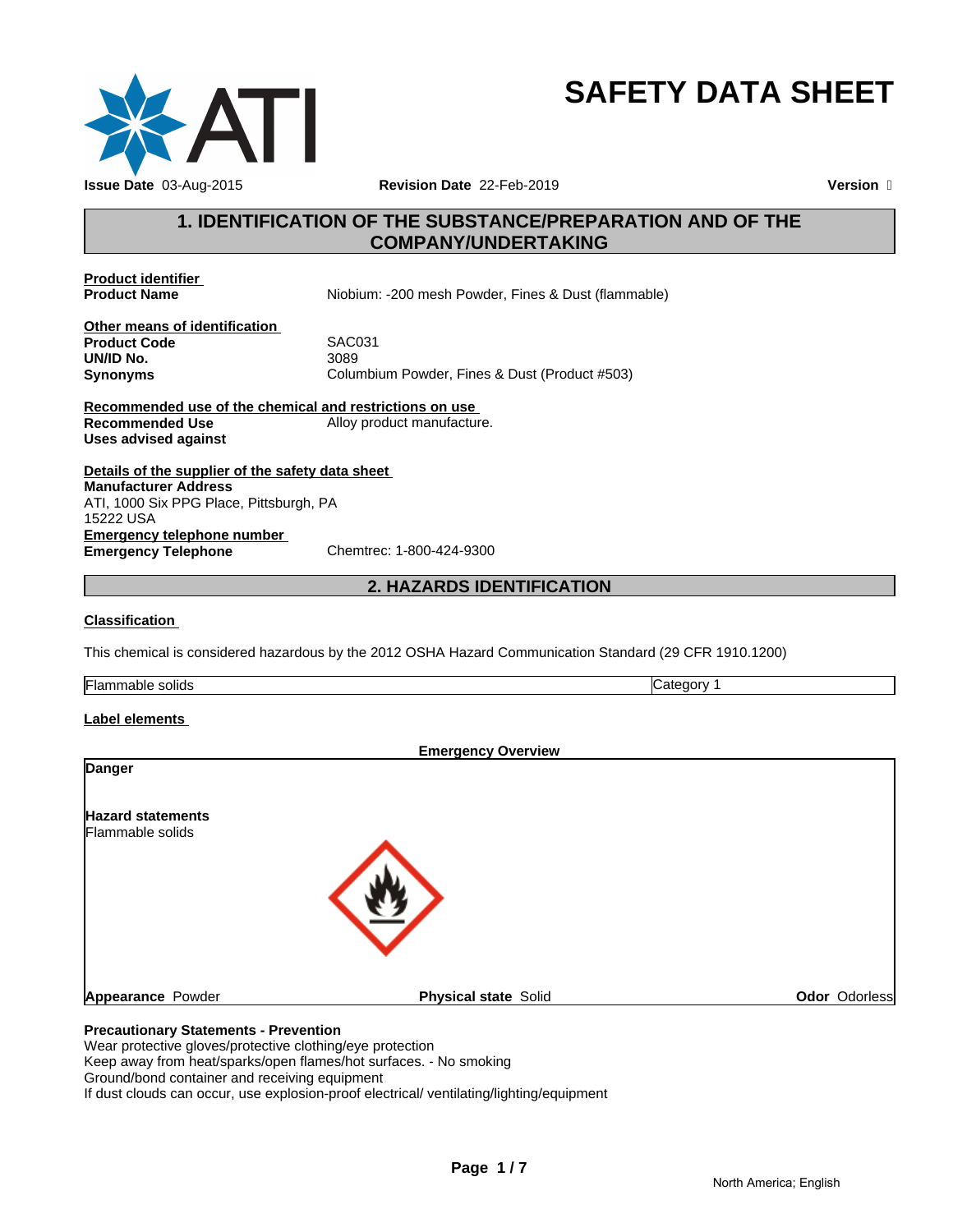# SAFETY DATA SHEET

**Issue Date** 03-Aug-2015 **Revision Date** 22-Feb-2019 **Version** 

## 1. IDENTIFICATION OF THE SUBSTANCE/PREPARATION AND OF THE COMPANY/UNDERTAKING

**Product identifier**

| | |
|---|---|
| **Product Name** | Niobium: -200 mesh Powder, Fines & Dust (flammable) |

**Other means of identification**

| | |
|---|---|
| **Product Code** | SAC031 |
| **UN/ID No.** | 3089 |
| **Synonyms** | Columbium Powder, Fines & Dust (Product #503) |

**Recommended use of the chemical and restrictions on use**

| | |
|---|---|
| **Recommended Use** | Alloy product manufacture. |
| **Uses advised against** | |

**Details of the supplier of the safety data sheet**

**Manufacturer Address**
ATI, 1000 Six PPG Place, Pittsburgh, PA
15222 USA

**Emergency telephone number**

| | |
|---|---|
| **Emergency Telephone** | Chemtrec: 1-800-424-9300 |

## 2. HAZARDS IDENTIFICATION

**Classification**

This chemical is considered hazardous by the 2012 OSHA Hazard Communication Standard (29 CFR 1910.1200)

| | |
|---|---|
| Flammable solids | Category 1 |

**Label elements**

**Emergency Overview**

**Danger**

**Hazard statements**
Flammable solids

**Appearance** Powder **Physical state** Solid **Odor** Odorless

**Precautionary Statements - Prevention**
Wear protective gloves/protective clothing/eye protection
Keep away from heat/sparks/open flames/hot surfaces. - No smoking
Ground/bond container and receiving equipment
If dust clouds can occur, use explosion-proof electrical/ ventilating/lighting/equipment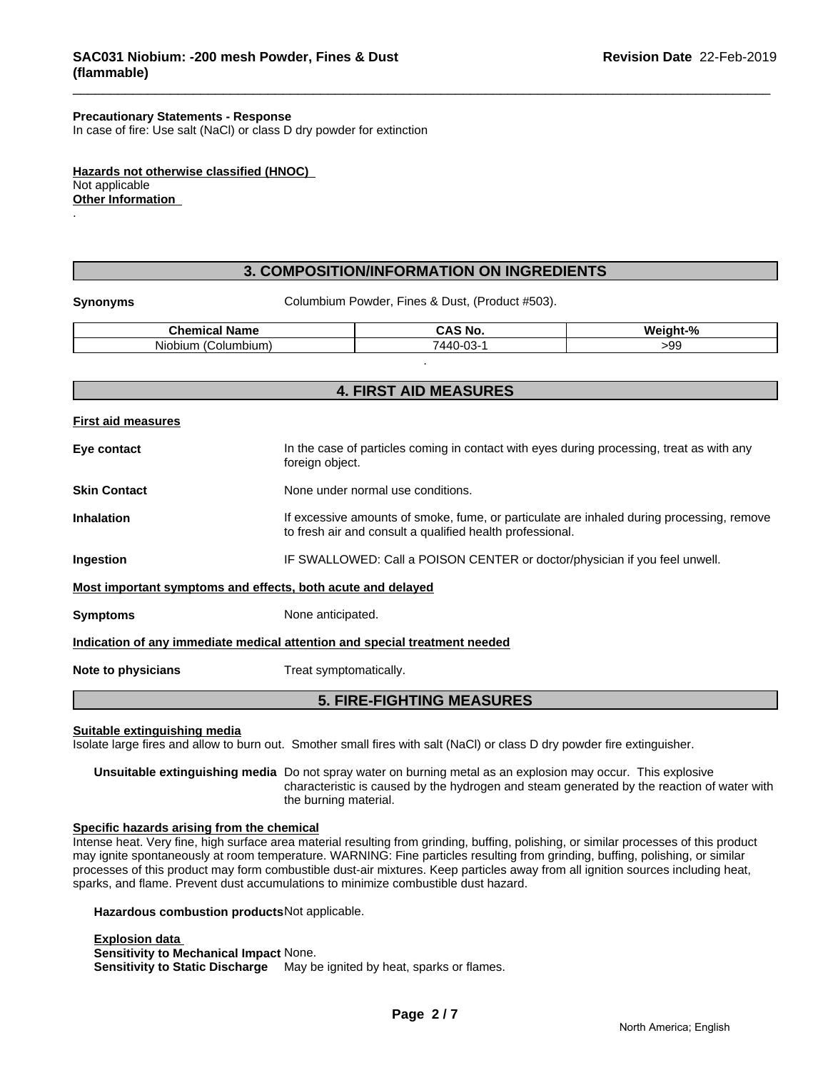**Precautionary Statements - Response**
In case of fire: Use salt (NaCl) or class D dry powder for extinction

**Hazards not otherwise classified (HNOC)**
Not applicable
**Other Information**
.

## 3. COMPOSITION/INFORMATION ON INGREDIENTS

**Synonyms** Columbium Powder, Fines & Dust, (Product #503).

| Chemical Name | CAS No. | Weight-% |
|---|---|---|
| Niobium (Columbium) | 7440-03-1 | >99 |

.

## 4. FIRST AID MEASURES

**First aid measures**

**Eye contact** In the case of particles coming in contact with eyes during processing, treat as with any foreign object.

**Skin Contact** None under normal use conditions.

**Inhalation** If excessive amounts of smoke, fume, or particulate are inhaled during processing, remove to fresh air and consult a qualified health professional.

**Ingestion** IF SWALLOWED: Call a POISON CENTER or doctor/physician if you feel unwell.

**Most important symptoms and effects, both acute and delayed**

**Symptoms** None anticipated.

**Indication of any immediate medical attention and special treatment needed**

**Note to physicians** Treat symptomatically.

## 5. FIRE-FIGHTING MEASURES

**Suitable extinguishing media**
Isolate large fires and allow to burn out. Smother small fires with salt (NaCl) or class D dry powder fire extinguisher.

**Unsuitable extinguishing media** Do not spray water on burning metal as an explosion may occur. This explosive characteristic is caused by the hydrogen and steam generated by the reaction of water with the burning material.

**Specific hazards arising from the chemical**
Intense heat. Very fine, high surface area material resulting from grinding, buffing, polishing, or similar processes of this product may ignite spontaneously at room temperature. WARNING: Fine particles resulting from grinding, buffing, polishing, or similar processes of this product may form combustible dust-air mixtures. Keep particles away from all ignition sources including heat, sparks, and flame. Prevent dust accumulations to minimize combustible dust hazard.

**Hazardous combustion products** Not applicable.

**Explosion data**
**Sensitivity to Mechanical Impact** None.
**Sensitivity to Static Discharge** May be ignited by heat, sparks or flames.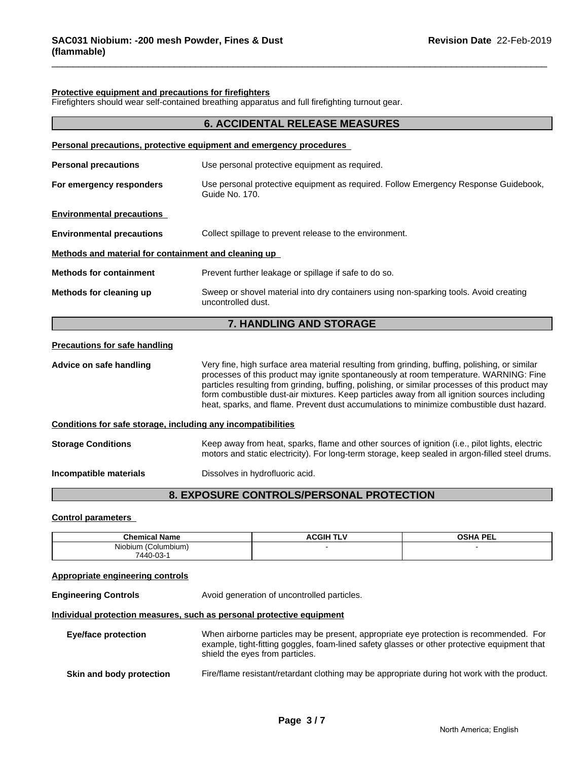**Protective equipment and precautions for firefighters**
Firefighters should wear self-contained breathing apparatus and full firefighting turnout gear.

## 6. ACCIDENTAL RELEASE MEASURES

**Personal precautions, protective equipment and emergency procedures**

**Personal precautions** Use personal protective equipment as required.

**For emergency responders** Use personal protective equipment as required. Follow Emergency Response Guidebook, Guide No. 170.

**Environmental precautions**

**Environmental precautions** Collect spillage to prevent release to the environment.

**Methods and material for containment and cleaning up**

**Methods for containment** Prevent further leakage or spillage if safe to do so.

**Methods for cleaning up** Sweep or shovel material into dry containers using non-sparking tools. Avoid creating uncontrolled dust.

## 7. HANDLING AND STORAGE

**Precautions for safe handling**

**Advice on safe handling** Very fine, high surface area material resulting from grinding, buffing, polishing, or similar processes of this product may ignite spontaneously at room temperature. WARNING: Fine particles resulting from grinding, buffing, polishing, or similar processes of this product may form combustible dust-air mixtures. Keep particles away from all ignition sources including heat, sparks, and flame. Prevent dust accumulations to minimize combustible dust hazard.

**Conditions for safe storage, including any incompatibilities**

**Storage Conditions** Keep away from heat, sparks, flame and other sources of ignition (i.e., pilot lights, electric motors and static electricity). For long-term storage, keep sealed in argon-filled steel drums.

**Incompatible materials** Dissolves in hydrofluoric acid.

## 8. EXPOSURE CONTROLS/PERSONAL PROTECTION

**Control parameters**

| Chemical Name | ACGIH TLV | OSHA PEL |
|---|---|---|
| Niobium (Columbium) 7440-03-1 | - | - |

**Appropriate engineering controls**

**Engineering Controls** Avoid generation of uncontrolled particles.

**Individual protection measures, such as personal protective equipment**

**Eye/face protection** When airborne particles may be present, appropriate eye protection is recommended. For example, tight-fitting goggles, foam-lined safety glasses or other protective equipment that shield the eyes from particles.

**Skin and body protection** Fire/flame resistant/retardant clothing may be appropriate during hot work with the product.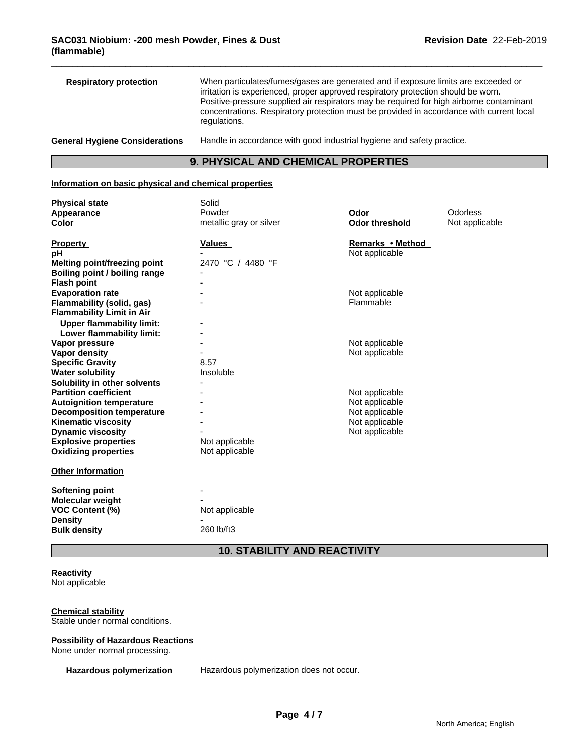| | |
|---|---|
| **Respiratory protection** | When particulates/fumes/gases are generated and if exposure limits are exceeded or irritation is experienced, proper approved respiratory protection should be worn. Positive-pressure supplied air respirators may be required for high airborne contaminant concentrations. Respiratory protection must be provided in accordance with current local regulations. |
| **General Hygiene Considerations** | Handle in accordance with good industrial hygiene and safety practice. |

## 9. PHYSICAL AND CHEMICAL PROPERTIES

**Information on basic physical and chemical properties**

| | | | |
|---|---|---|---|
| **Physical state** | Solid | | |
| **Appearance** | Powder | **Odor** | Odorless |
| **Color** | metallic gray or silver | **Odor threshold** | Not applicable |

| **Property** | **Values** | **Remarks • Method** |
|---|---|---|
| **pH** | - | Not applicable |
| **Melting point/freezing point** | 2470 °C / 4480 °F | |
| **Boiling point / boiling range** | - | |
| **Flash point** | - | |
| **Evaporation rate** | - | Not applicable |
| **Flammability (solid, gas)** | - | Flammable |
| **Flammability Limit in Air** | | |
| **Upper flammability limit:** | - | |
| **Lower flammability limit:** | - | |
| **Vapor pressure** | - | Not applicable |
| **Vapor density** | - | Not applicable |
| **Specific Gravity** | 8.57 | |
| **Water solubility** | Insoluble | |
| **Solubility in other solvents** | - | |
| **Partition coefficient** | - | Not applicable |
| **Autoignition temperature** | - | Not applicable |
| **Decomposition temperature** | - | Not applicable |
| **Kinematic viscosity** | - | Not applicable |
| **Dynamic viscosity** | - | Not applicable |
| **Explosive properties** | Not applicable | |
| **Oxidizing properties** | Not applicable | |

**Other Information**

| | |
|---|---|
| **Softening point** | - |
| **Molecular weight** | - |
| **VOC Content (%)** | Not applicable |
| **Density** | - |
| **Bulk density** | 260 lb/ft3 |

## 10. STABILITY AND REACTIVITY

**Reactivity**
Not applicable

**Chemical stability**
Stable under normal conditions.

**Possibility of Hazardous Reactions**
None under normal processing.

**Hazardous polymerization** Hazardous polymerization does not occur.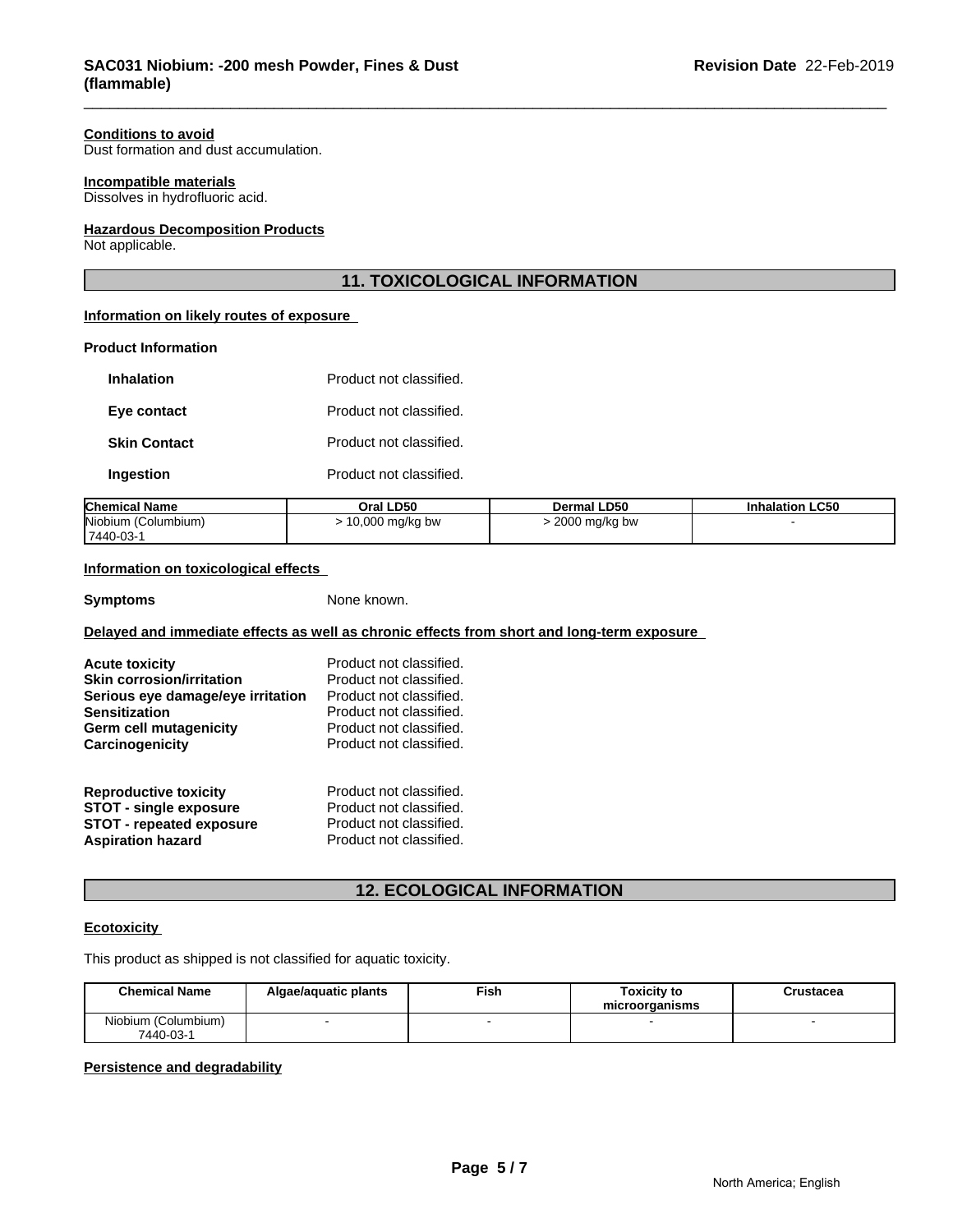**Conditions to avoid**
Dust formation and dust accumulation.

**Incompatible materials**
Dissolves in hydrofluoric acid.

**Hazardous Decomposition Products**
Not applicable.

## 11. TOXICOLOGICAL INFORMATION

**Information on likely routes of exposure**

**Product Information**

| | |
|---|---|
| **Inhalation** | Product not classified. |
| **Eye contact** | Product not classified. |
| **Skin Contact** | Product not classified. |
| **Ingestion** | Product not classified. |

| Chemical Name | Oral LD50 | Dermal LD50 | Inhalation LC50 |
|---|---|---|---|
| Niobium (Columbium) 7440-03-1 | > 10,000 mg/kg bw | > 2000 mg/kg bw | - |

**Information on toxicological effects**

**Symptoms** None known.

**Delayed and immediate effects as well as chronic effects from short and long-term exposure**

| | |
|---|---|
| **Acute toxicity** | Product not classified. |
| **Skin corrosion/irritation** | Product not classified. |
| **Serious eye damage/eye irritation** | Product not classified. |
| **Sensitization** | Product not classified. |
| **Germ cell mutagenicity** | Product not classified. |
| **Carcinogenicity** | Product not classified. |
| **Reproductive toxicity** | Product not classified. |
| **STOT - single exposure** | Product not classified. |
| **STOT - repeated exposure** | Product not classified. |
| **Aspiration hazard** | Product not classified. |

## 12. ECOLOGICAL INFORMATION

**Ecotoxicity**

This product as shipped is not classified for aquatic toxicity.

| Chemical Name | Algae/aquatic plants | Fish | Toxicity to microorganisms | Crustacea |
|---|---|---|---|---|
| Niobium (Columbium) 7440-03-1 | - | - | - | - |

**Persistence and degradability**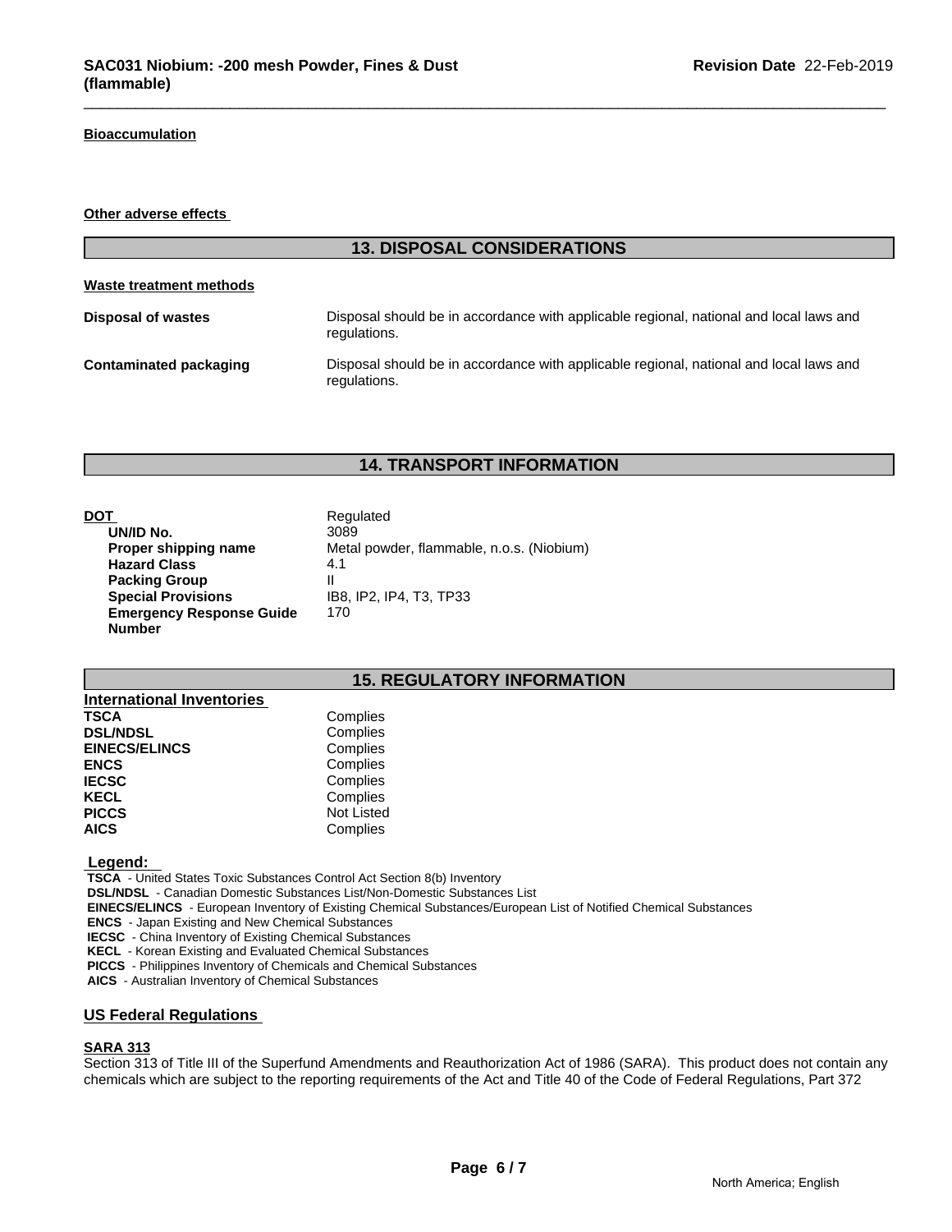**Bioaccumulation**

**Other adverse effects**

## 13. DISPOSAL CONSIDERATIONS

**Waste treatment methods**

| | |
|---|---|
| **Disposal of wastes** | Disposal should be in accordance with applicable regional, national and local laws and regulations. |
| **Contaminated packaging** | Disposal should be in accordance with applicable regional, national and local laws and regulations. |

## 14. TRANSPORT INFORMATION

| | |
|---|---|
| **DOT** | Regulated |
| **UN/ID No.** | 3089 |
| **Proper shipping name** | Metal powder, flammable, n.o.s. (Niobium) |
| **Hazard Class** | 4.1 |
| **Packing Group** | II |
| **Special Provisions** | IB8, IP2, IP4, T3, TP33 |
| **Emergency Response Guide Number** | 170 |

## 15. REGULATORY INFORMATION

**International Inventories**

| | |
|---|---|
| **TSCA** | Complies |
| **DSL/NDSL** | Complies |
| **EINECS/ELINCS** | Complies |
| **ENCS** | Complies |
| **IECSC** | Complies |
| **KECL** | Complies |
| **PICCS** | Not Listed |
| **AICS** | Complies |

**Legend:**

**TSCA** - United States Toxic Substances Control Act Section 8(b) Inventory
**DSL/NDSL** - Canadian Domestic Substances List/Non-Domestic Substances List
**EINECS/ELINCS** - European Inventory of Existing Chemical Substances/European List of Notified Chemical Substances
**ENCS** - Japan Existing and New Chemical Substances
**IECSC** - China Inventory of Existing Chemical Substances
**KECL** - Korean Existing and Evaluated Chemical Substances
**PICCS** - Philippines Inventory of Chemicals and Chemical Substances
**AICS** - Australian Inventory of Chemical Substances

### US Federal Regulations

**SARA 313**

Section 313 of Title III of the Superfund Amendments and Reauthorization Act of 1986 (SARA). This product does not contain any chemicals which are subject to the reporting requirements of the Act and Title 40 of the Code of Federal Regulations, Part 372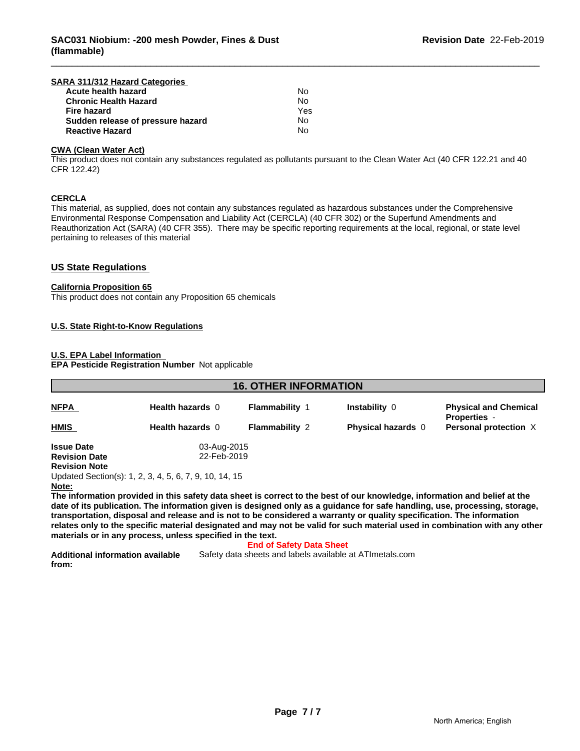**SARA 311/312 Hazard Categories**

| | |
|---|---|
| **Acute health hazard** | No |
| **Chronic Health Hazard** | No |
| **Fire hazard** | Yes |
| **Sudden release of pressure hazard** | No |
| **Reactive Hazard** | No |

**CWA (Clean Water Act)**

This product does not contain any substances regulated as pollutants pursuant to the Clean Water Act (40 CFR 122.21 and 40 CFR 122.42)

**CERCLA**

This material, as supplied, does not contain any substances regulated as hazardous substances under the Comprehensive Environmental Response Compensation and Liability Act (CERCLA) (40 CFR 302) or the Superfund Amendments and Reauthorization Act (SARA) (40 CFR 355). There may be specific reporting requirements at the local, regional, or state level pertaining to releases of this material

## US State Regulations

**California Proposition 65**

This product does not contain any Proposition 65 chemicals

**U.S. State Right-to-Know Regulations**

**U.S. EPA Label Information**

**EPA Pesticide Registration Number** Not applicable

## 16. OTHER INFORMATION

| | | | | |
|---|---|---|---|---|
| **NFPA** | **Health hazards** 0 | **Flammability** 1 | **Instability** 0 | **Physical and Chemical Properties** - |
| **HMIS** | **Health hazards** 0 | **Flammability** 2 | **Physical hazards** 0 | **Personal protection** X |

**Issue Date** 03-Aug-2015
**Revision Date** 22-Feb-2019
**Revision Note**
Updated Section(s): 1, 2, 3, 4, 5, 6, 7, 9, 10, 14, 15

**Note:**

**The information provided in this safety data sheet is correct to the best of our knowledge, information and belief at the date of its publication. The information given is designed only as a guidance for safe handling, use, processing, storage, transportation, disposal and release and is not to be considered a warranty or quality specification. The information relates only to the specific material designated and may not be valid for such material used in combination with any other materials or in any process, unless specified in the text.**

**End of Safety Data Sheet**

**Additional information available from:** Safety data sheets and labels available at ATImetals.com